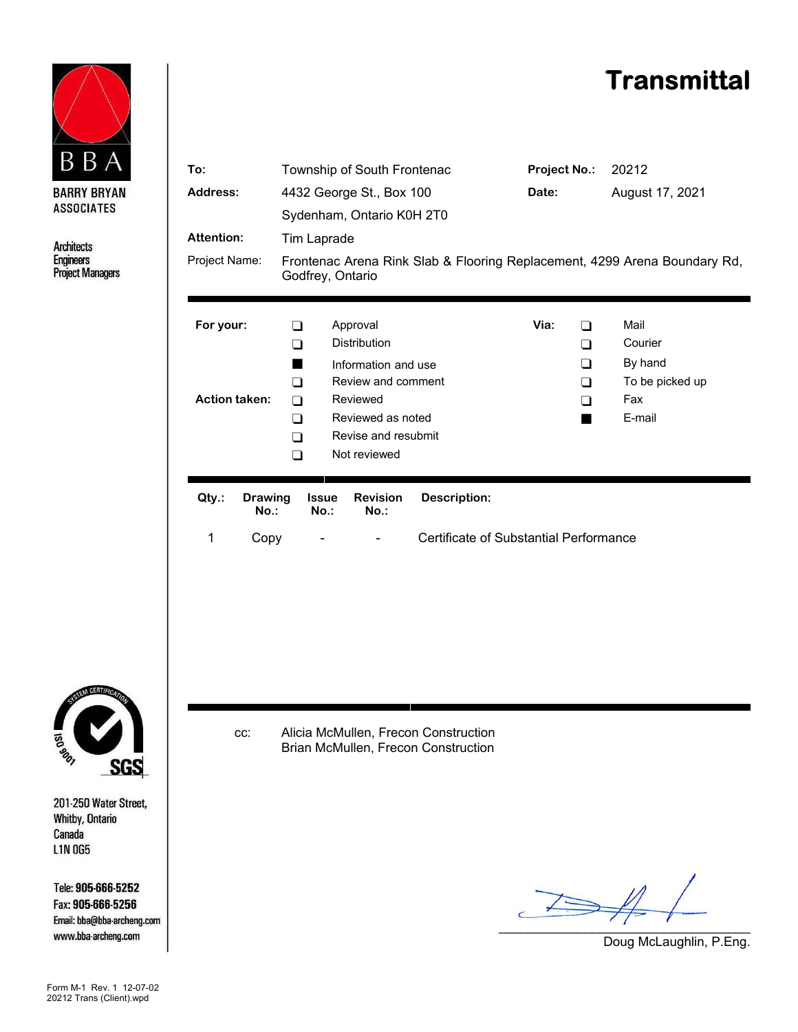**BBA**

**BARRY BRYAN ASSOCIATES**

Architects
Engineers
Project Managers

# Transmittal

| | | | |
|---|---|---|---|
| **To:** | Township of South Frontenac | **Project No.:** | 20212 |
| **Address:** | 4432 George St., Box 100 | **Date:** | August 17, 2021 |
| | Sydenham, Ontario K0H 2T0 | | |
| **Attention:** | Tim Laprade | | |
| Project Name: | Frontenac Arena Rink Slab & Flooring Replacement, 4299 Arena Boundary Rd, Godfrey, Ontario | | |

**For your:**
- ☐ Approval
- ☐ Distribution
- ■ Information and use
- ☐ Review and comment

**Action taken:**
- ☐ Reviewed
- ☐ Reviewed as noted
- ☐ Revise and resubmit
- ☐ Not reviewed

**Via:**
- ☐ Mail
- ☐ Courier
- ☐ By hand
- ☐ To be picked up
- ☐ Fax
- ■ E-mail

| Qty.: | Drawing No.: | Issue No.: | Revision No.: | Description: |
|---|---|---|---|---|
| 1 | Copy | - | - | Certificate of Substantial Performance |

cc: Alicia McMullen, Frecon Construction
Brian McMullen, Frecon Construction

Doug McLaughlin, P.Eng.

201-250 Water Street,
Whitby, Ontario
Canada
L1N 0G5

Tele: 905-666-5252
Fax: 905-666-5256
Email: bba@bba-archeng.com
www.bba-archeng.com

Form M-1 Rev. 1 12-07-02
20212 Trans (Client).wpd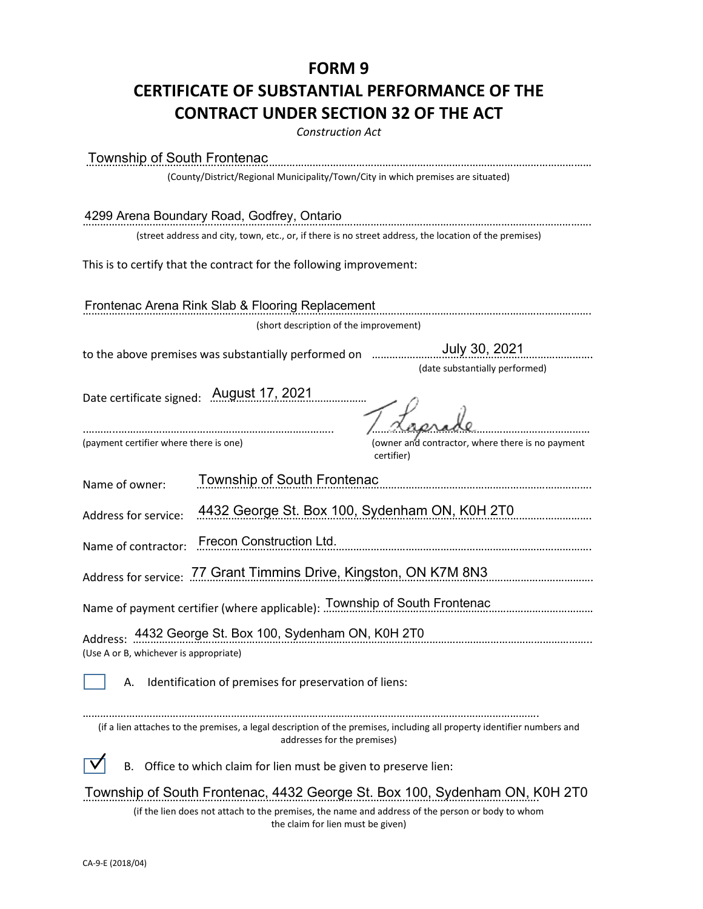# FORM 9

# CERTIFICATE OF SUBSTANTIAL PERFORMANCE OF THE CONTRACT UNDER SECTION 32 OF THE ACT

*Construction Act*

Township of South Frontenac
(County/District/Regional Municipality/Town/City in which premises are situated)

4299 Arena Boundary Road, Godfrey, Ontario
(street address and city, town, etc., or, if there is no street address, the location of the premises)

This is to certify that the contract for the following improvement:

Frontenac Arena Rink Slab & Flooring Replacement
(short description of the improvement)

to the above premises was substantially performed on July 30, 2021
(date substantially performed)

Date certificate signed: August 17, 2021

(payment certifier where there is one)

T Laprade
(owner and contractor, where there is no payment certifier)

Name of owner: Township of South Frontenac

Address for service: 4432 George St. Box 100, Sydenham ON, K0H 2T0

Name of contractor: Frecon Construction Ltd.

Address for service: 77 Grant Timmins Drive, Kingston, ON K7M 8N3

Name of payment certifier (where applicable): Township of South Frontenac

Address: 4432 George St. Box 100, Sydenham ON, K0H 2T0

(Use A or B, whichever is appropriate)

☐ A. Identification of premises for preservation of liens:

(if a lien attaches to the premises, a legal description of the premises, including all property identifier numbers and addresses for the premises)

☑ B. Office to which claim for lien must be given to preserve lien:

Township of South Frontenac, 4432 George St. Box 100, Sydenham ON, K0H 2T0

(if the lien does not attach to the premises, the name and address of the person or body to whom the claim for lien must be given)

CA-9-E (2018/04)